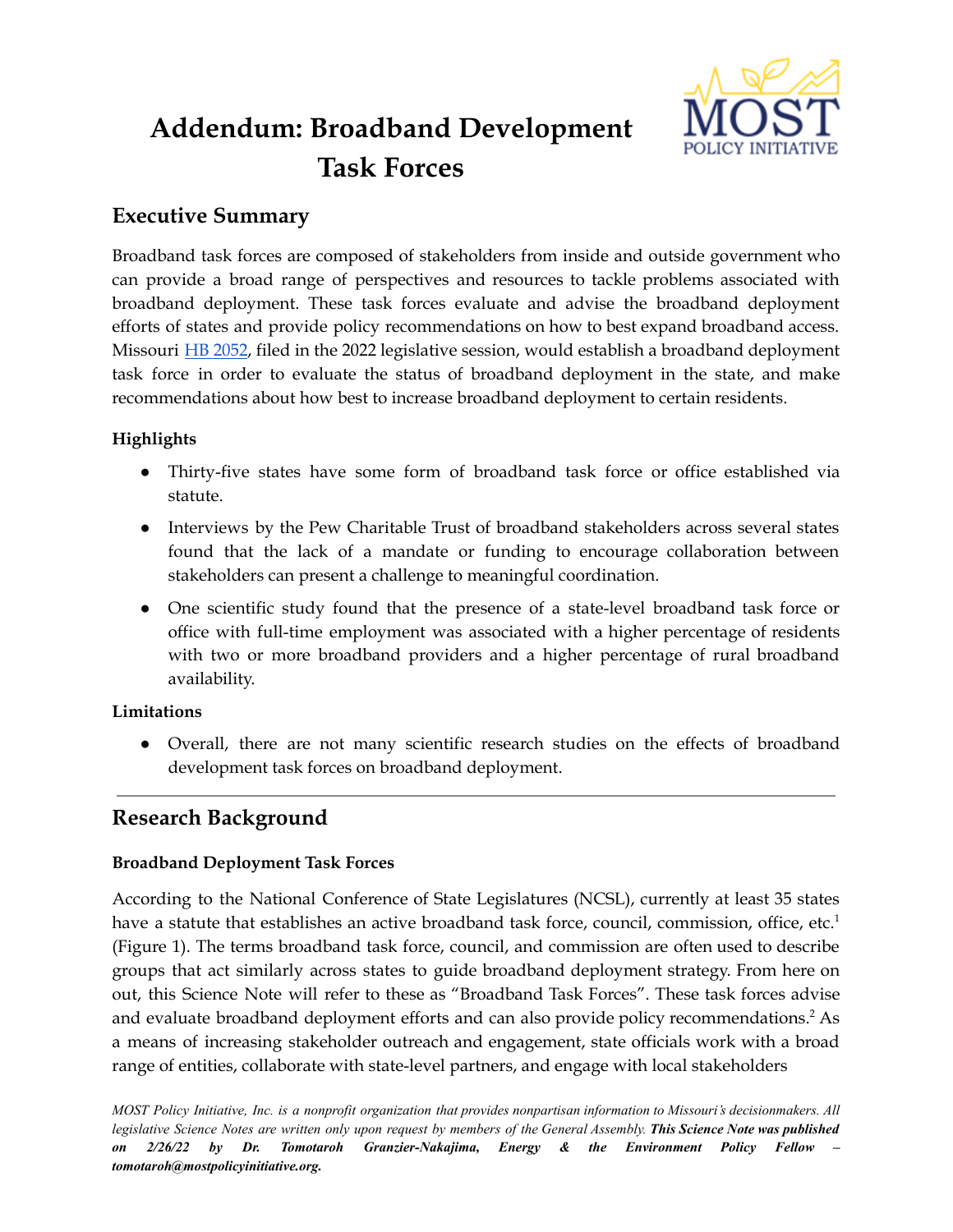# Addendum: Broadband Development Task Forces

## Executive Summary

Broadband task forces are composed of stakeholders from inside and outside government who can provide a broad range of perspectives and resources to tackle problems associated with broadband deployment. These task forces evaluate and advise the broadband deployment efforts of states and provide policy recommendations on how to best expand broadband access. Missouri HB 2052, filed in the 2022 legislative session, would establish a broadband deployment task force in order to evaluate the status of broadband deployment in the state, and make recommendations about how best to increase broadband deployment to certain residents.

### Highlights

- Thirty-five states have some form of broadband task force or office established via statute.
- Interviews by the Pew Charitable Trust of broadband stakeholders across several states found that the lack of a mandate or funding to encourage collaboration between stakeholders can present a challenge to meaningful coordination.
- One scientific study found that the presence of a state-level broadband task force or office with full-time employment was associated with a higher percentage of residents with two or more broadband providers and a higher percentage of rural broadband availability.

### Limitations

- Overall, there are not many scientific research studies on the effects of broadband development task forces on broadband deployment.

---

## Research Background

### Broadband Deployment Task Forces

According to the National Conference of State Legislatures (NCSL), currently at least 35 states have a statute that establishes an active broadband task force, council, commission, office, etc.[1] (Figure 1). The terms broadband task force, council, and commission are often used to describe groups that act similarly across states to guide broadband deployment strategy. From here on out, this Science Note will refer to these as "Broadband Task Forces". These task forces advise and evaluate broadband deployment efforts and can also provide policy recommendations.[2] As a means of increasing stakeholder outreach and engagement, state officials work with a broad range of entities, collaborate with state-level partners, and engage with local stakeholders

*MOST Policy Initiative, Inc. is a nonprofit organization that provides nonpartisan information to Missouri's decisionmakers. All legislative Science Notes are written only upon request by members of the General Assembly.* ***This Science Note was published on 2/26/22 by Dr. Tomotaroh Granzier-Nakajima, Energy & the Environment Policy Fellow – tomotaroh@mostpolicyinitiative.org.***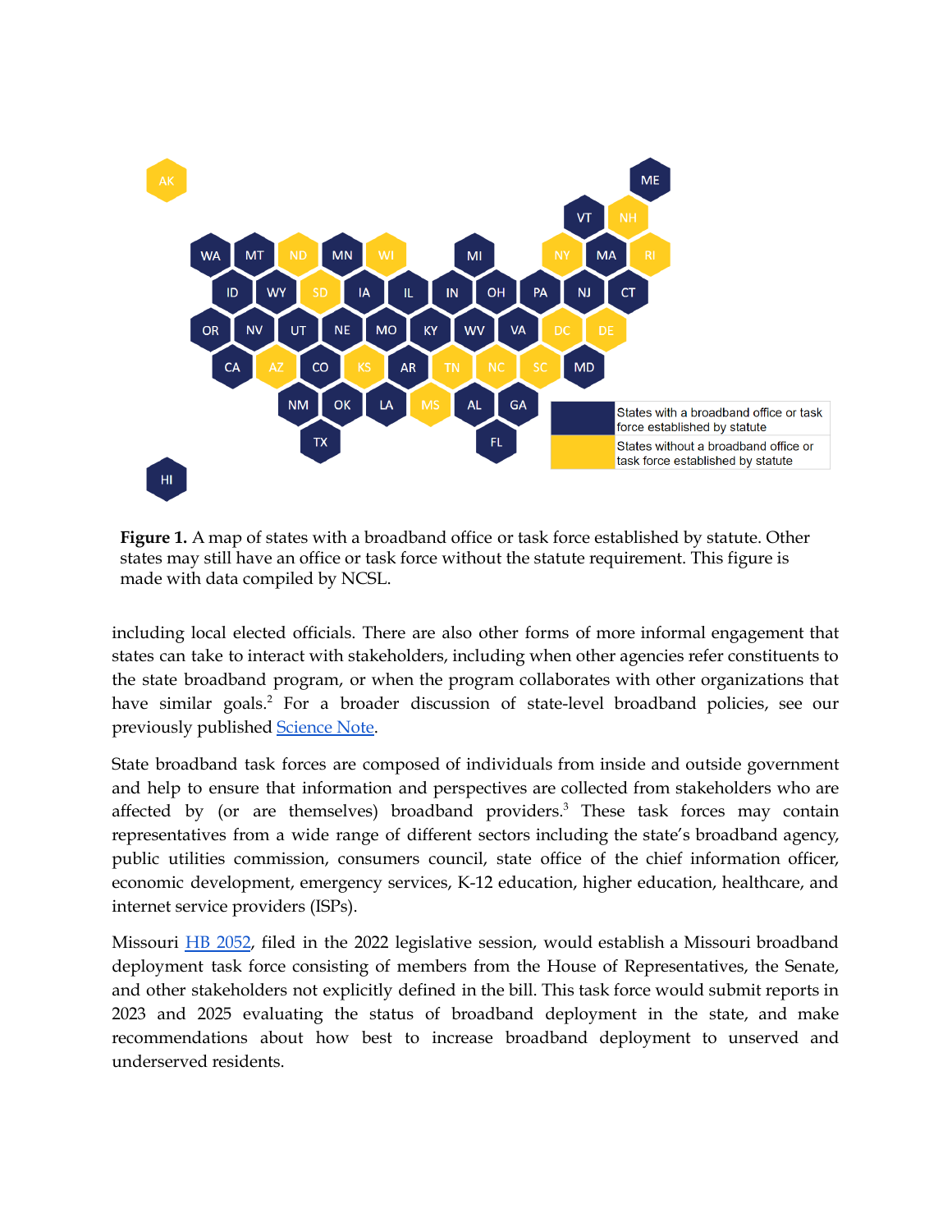**Figure 1.** A map of states with a broadband office or task force established by statute. Other states may still have an office or task force without the statute requirement. This figure is made with data compiled by NCSL.

including local elected officials. There are also other forms of more informal engagement that states can take to interact with stakeholders, including when other agencies refer constituents to the state broadband program, or when the program collaborates with other organizations that have similar goals.[2] For a broader discussion of state-level broadband policies, see our previously published Science Note.

State broadband task forces are composed of individuals from inside and outside government and help to ensure that information and perspectives are collected from stakeholders who are affected by (or are themselves) broadband providers.[3] These task forces may contain representatives from a wide range of different sectors including the state's broadband agency, public utilities commission, consumers council, state office of the chief information officer, economic development, emergency services, K-12 education, higher education, healthcare, and internet service providers (ISPs).

Missouri HB 2052, filed in the 2022 legislative session, would establish a Missouri broadband deployment task force consisting of members from the House of Representatives, the Senate, and other stakeholders not explicitly defined in the bill. This task force would submit reports in 2023 and 2025 evaluating the status of broadband deployment in the state, and make recommendations about how best to increase broadband deployment to unserved and underserved residents.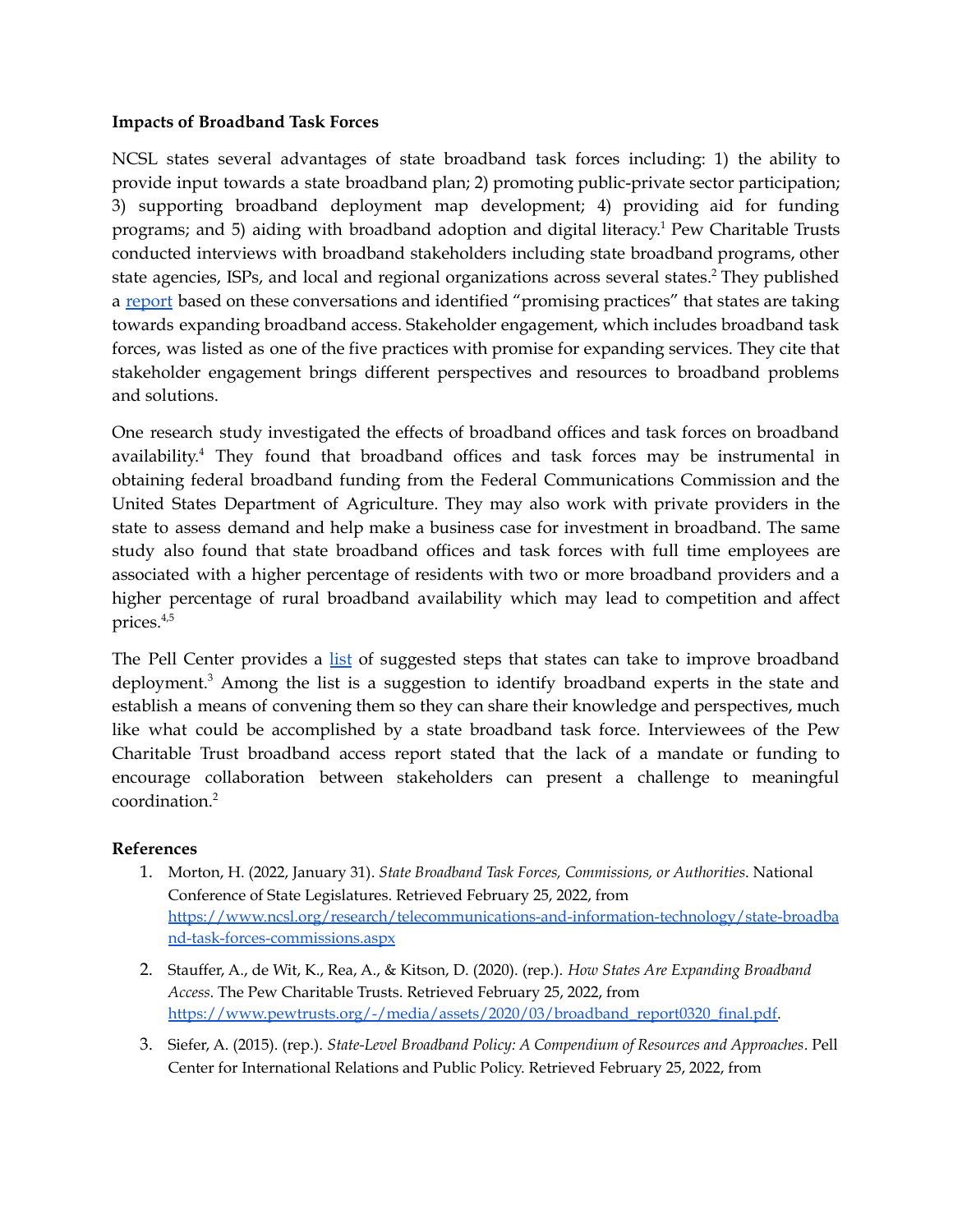**Impacts of Broadband Task Forces**

NCSL states several advantages of state broadband task forces including: 1) the ability to provide input towards a state broadband plan; 2) promoting public-private sector participation; 3) supporting broadband deployment map development; 4) providing aid for funding programs; and 5) aiding with broadband adoption and digital literacy.[1] Pew Charitable Trusts conducted interviews with broadband stakeholders including state broadband programs, other state agencies, ISPs, and local and regional organizations across several states.[2] They published a [report](https://www.pewtrusts.org/-/media/assets/2020/03/broadband_report0320_final.pdf) based on these conversations and identified "promising practices" that states are taking towards expanding broadband access. Stakeholder engagement, which includes broadband task forces, was listed as one of the five practices with promise for expanding services. They cite that stakeholder engagement brings different perspectives and resources to broadband problems and solutions.

One research study investigated the effects of broadband offices and task forces on broadband availability.[4] They found that broadband offices and task forces may be instrumental in obtaining federal broadband funding from the Federal Communications Commission and the United States Department of Agriculture. They may also work with private providers in the state to assess demand and help make a business case for investment in broadband. The same study also found that state broadband offices and task forces with full time employees are associated with a higher percentage of residents with two or more broadband providers and a higher percentage of rural broadband availability which may lead to competition and affect prices.[4,5]

The Pell Center provides a list of suggested steps that states can take to improve broadband deployment.[3] Among the list is a suggestion to identify broadband experts in the state and establish a means of convening them so they can share their knowledge and perspectives, much like what could be accomplished by a state broadband task force. Interviewees of the Pew Charitable Trust broadband access report stated that the lack of a mandate or funding to encourage collaboration between stakeholders can present a challenge to meaningful coordination.[2]

**References**

1. Morton, H. (2022, January 31). *State Broadband Task Forces, Commissions, or Authorities*. National Conference of State Legislatures. Retrieved February 25, 2022, from https://www.ncsl.org/research/telecommunications-and-information-technology/state-broadband-task-forces-commissions.aspx
2. Stauffer, A., de Wit, K., Rea, A., & Kitson, D. (2020). (rep.). *How States Are Expanding Broadband Access*. The Pew Charitable Trusts. Retrieved February 25, 2022, from https://www.pewtrusts.org/-/media/assets/2020/03/broadband_report0320_final.pdf.
3. Siefer, A. (2015). (rep.). *State-Level Broadband Policy: A Compendium of Resources and Approaches*. Pell Center for International Relations and Public Policy. Retrieved February 25, 2022, from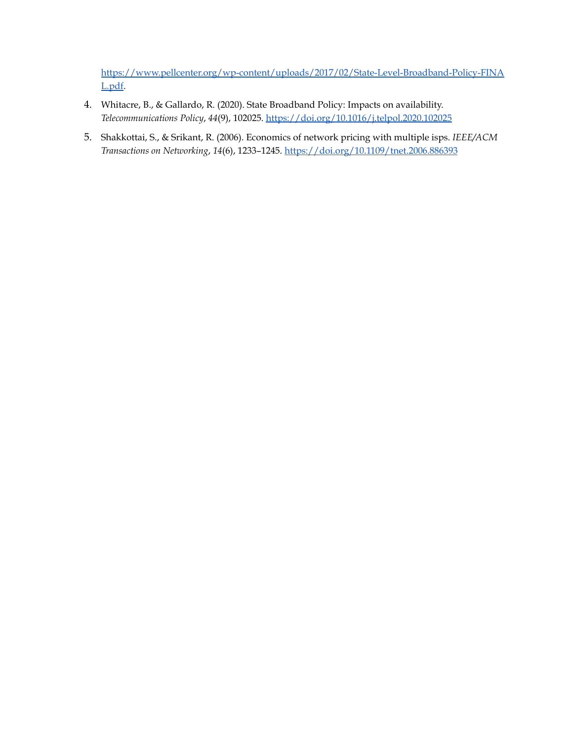https://www.pellcenter.org/wp-content/uploads/2017/02/State-Level-Broadband-Policy-FINAL.pdf.

4. Whitacre, B., & Gallardo, R. (2020). State Broadband Policy: Impacts on availability. *Telecommunications Policy*, *44*(9), 102025. https://doi.org/10.1016/j.telpol.2020.102025

5. Shakkottai, S., & Srikant, R. (2006). Economics of network pricing with multiple isps. *IEEE/ACM Transactions on Networking*, *14*(6), 1233–1245. https://doi.org/10.1109/tnet.2006.886393